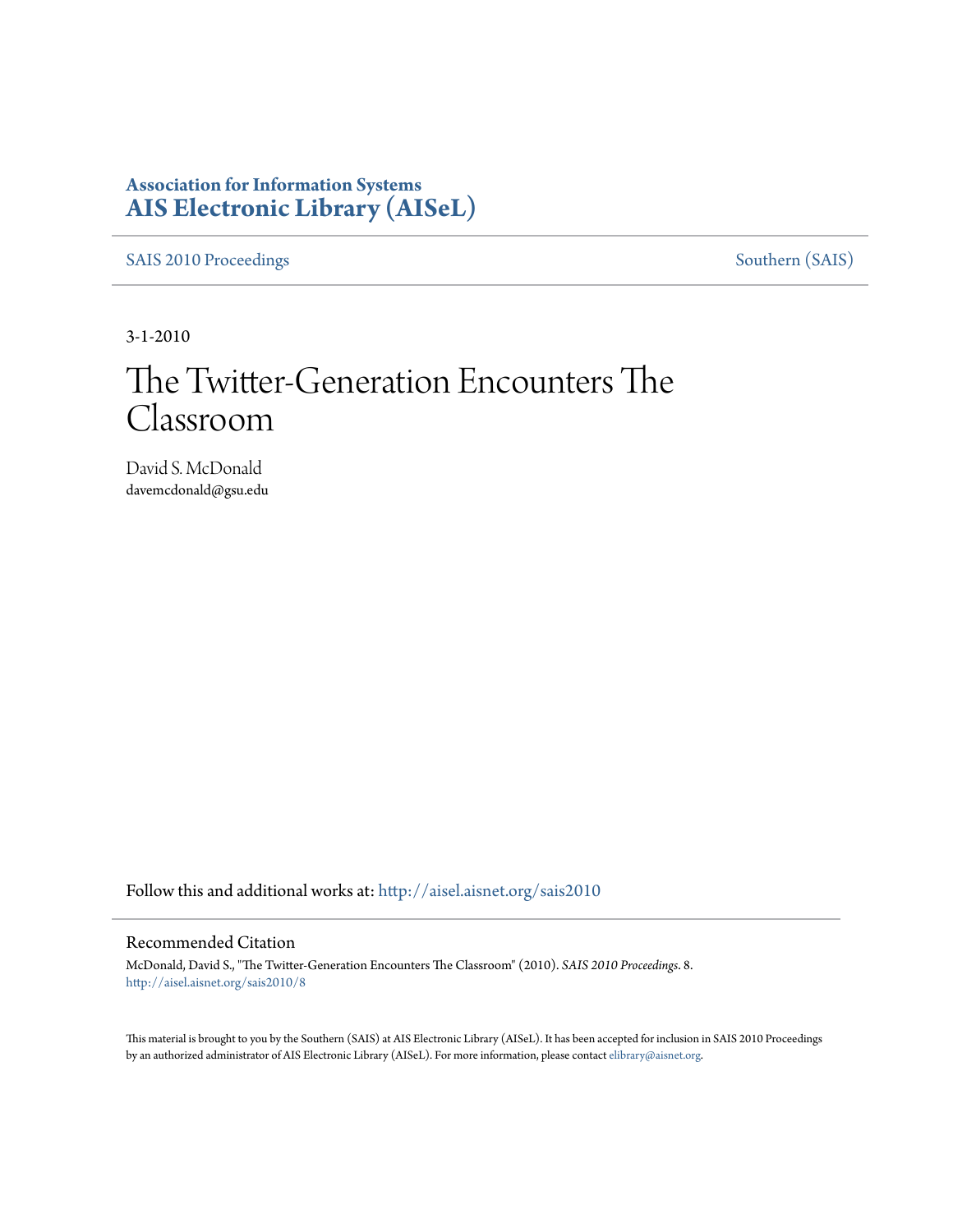**Association for Information Systems**
**AIS Electronic Library (AISeL)**

SAS 2010 Proceedings | Southern (SAIS)

3-1-2010

# The Twitter-Generation Encounters The Classroom

David S. McDonald
davemcdonald@gsu.edu

Follow this and additional works at: http://aisel.aisnet.org/sais2010

## Recommended Citation

McDonald, David S., "The Twitter-Generation Encounters The Classroom" (2010). *SAIS 2010 Proceedings*. 8.
http://aisel.aisnet.org/sais2010/8

This material is brought to you by the Southern (SAIS) at AIS Electronic Library (AISeL). It has been accepted for inclusion in SAIS 2010 Proceedings by an authorized administrator of AIS Electronic Library (AISeL). For more information, please contact elibrary@aisnet.org.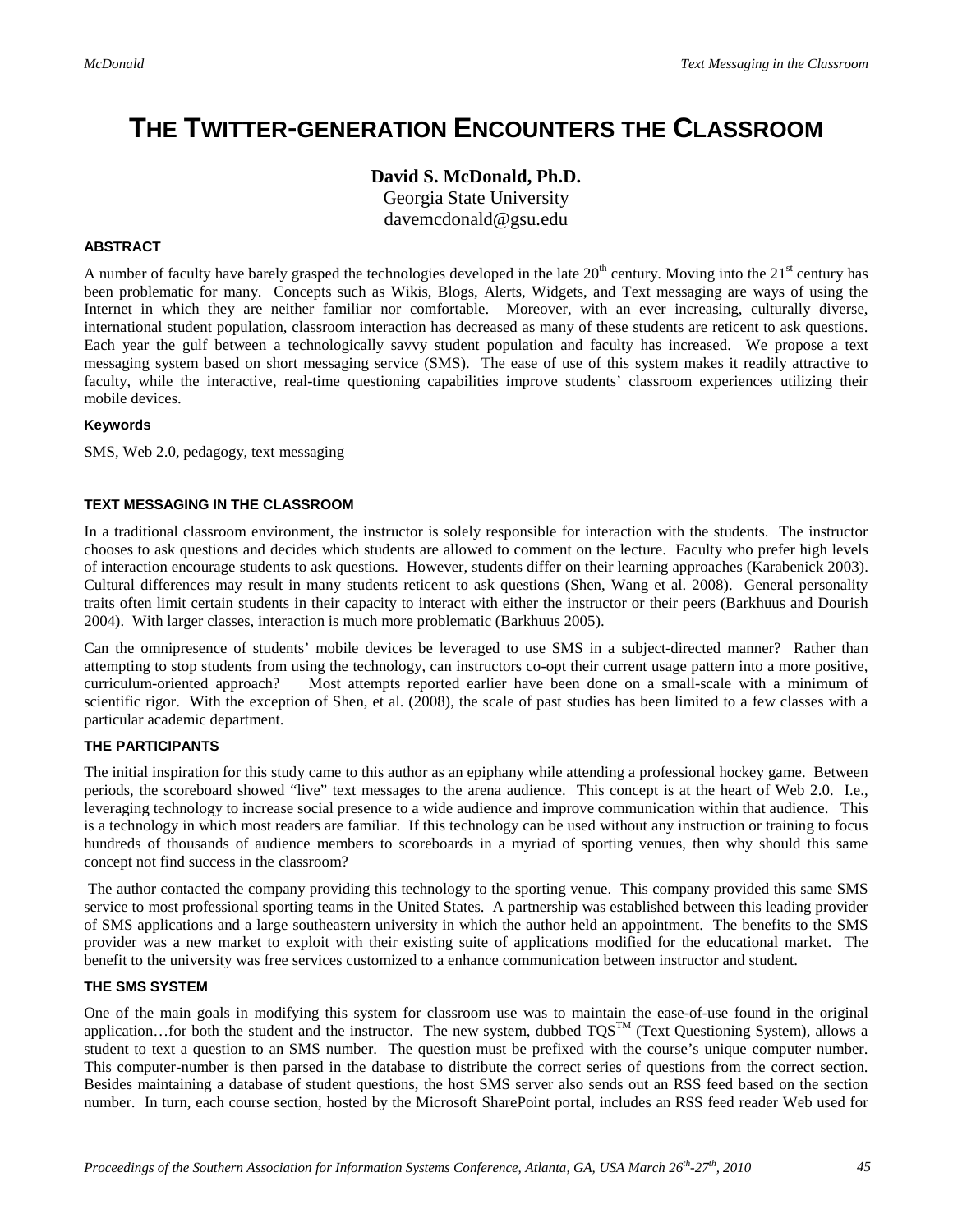# THE TWITTER-GENERATION ENCOUNTERS THE CLASSROOM

**David S. McDonald, Ph.D.**
Georgia State University
davemcdonald@gsu.edu

#### ABSTRACT

A number of faculty have barely grasped the technologies developed in the late 20th century. Moving into the 21st century has been problematic for many. Concepts such as Wikis, Blogs, Alerts, Widgets, and Text messaging are ways of using the Internet in which they are neither familiar nor comfortable. Moreover, with an ever increasing, culturally diverse, international student population, classroom interaction has decreased as many of these students are reticent to ask questions. Each year the gulf between a technologically savvy student population and faculty has increased. We propose a text messaging system based on short messaging service (SMS). The ease of use of this system makes it readily attractive to faculty, while the interactive, real-time questioning capabilities improve students' classroom experiences utilizing their mobile devices.

#### Keywords

SMS, Web 2.0, pedagogy, text messaging

#### TEXT MESSAGING IN THE CLASSROOM

In a traditional classroom environment, the instructor is solely responsible for interaction with the students. The instructor chooses to ask questions and decides which students are allowed to comment on the lecture. Faculty who prefer high levels of interaction encourage students to ask questions. However, students differ on their learning approaches (Karabenick 2003). Cultural differences may result in many students reticent to ask questions (Shen, Wang et al. 2008). General personality traits often limit certain students in their capacity to interact with either the instructor or their peers (Barkhuus and Dourish 2004). With larger classes, interaction is much more problematic (Barkhuus 2005).

Can the omnipresence of students' mobile devices be leveraged to use SMS in a subject-directed manner? Rather than attempting to stop students from using the technology, can instructors co-opt their current usage pattern into a more positive, curriculum-oriented approach? Most attempts reported earlier have been done on a small-scale with a minimum of scientific rigor. With the exception of Shen, et al. (2008), the scale of past studies has been limited to a few classes with a particular academic department.

#### THE PARTICIPANTS

The initial inspiration for this study came to this author as an epiphany while attending a professional hockey game. Between periods, the scoreboard showed "live" text messages to the arena audience. This concept is at the heart of Web 2.0. I.e., leveraging technology to increase social presence to a wide audience and improve communication within that audience. This is a technology in which most readers are familiar. If this technology can be used without any instruction or training to focus hundreds of thousands of audience members to scoreboards in a myriad of sporting venues, then why should this same concept not find success in the classroom?

The author contacted the company providing this technology to the sporting venue. This company provided this same SMS service to most professional sporting teams in the United States. A partnership was established between this leading provider of SMS applications and a large southeastern university in which the author held an appointment. The benefits to the SMS provider was a new market to exploit with their existing suite of applications modified for the educational market. The benefit to the university was free services customized to a enhance communication between instructor and student.

#### THE SMS SYSTEM

One of the main goals in modifying this system for classroom use was to maintain the ease-of-use found in the original application…for both the student and the instructor. The new system, dubbed TQS™ (Text Questioning System), allows a student to text a question to an SMS number. The question must be prefixed with the course's unique computer number. This computer-number is then parsed in the database to distribute the correct series of questions from the correct section. Besides maintaining a database of student questions, the host SMS server also sends out an RSS feed based on the section number. In turn, each course section, hosted by the Microsoft SharePoint portal, includes an RSS feed reader Web used for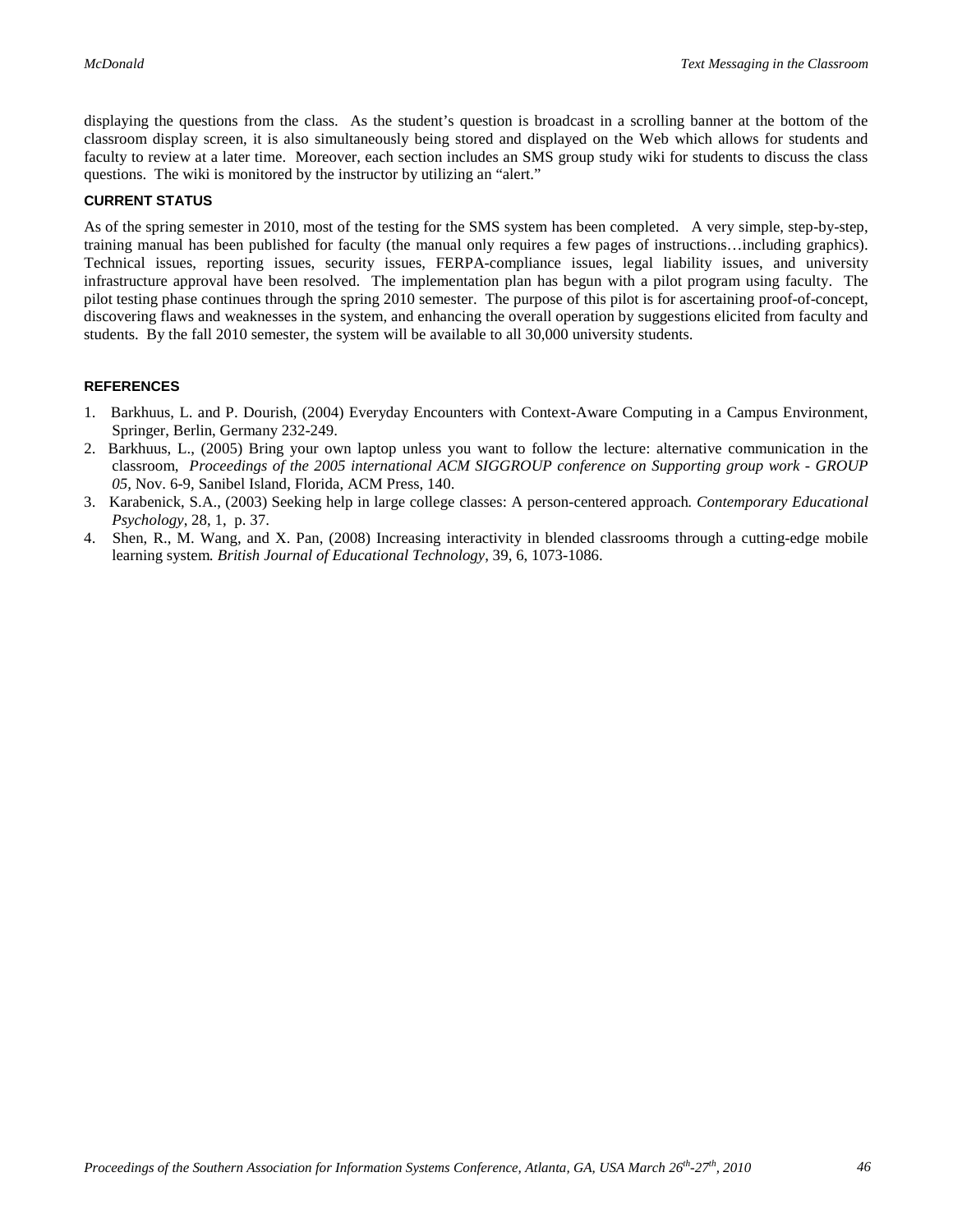displaying the questions from the class. As the student's question is broadcast in a scrolling banner at the bottom of the classroom display screen, it is also simultaneously being stored and displayed on the Web which allows for students and faculty to review at a later time. Moreover, each section includes an SMS group study wiki for students to discuss the class questions. The wiki is monitored by the instructor by utilizing an "alert."

## CURRENT STATUS

As of the spring semester in 2010, most of the testing for the SMS system has been completed. A very simple, step-by-step, training manual has been published for faculty (the manual only requires a few pages of instructions…including graphics). Technical issues, reporting issues, security issues, FERPA-compliance issues, legal liability issues, and university infrastructure approval have been resolved. The implementation plan has begun with a pilot program using faculty. The pilot testing phase continues through the spring 2010 semester. The purpose of this pilot is for ascertaining proof-of-concept, discovering flaws and weaknesses in the system, and enhancing the overall operation by suggestions elicited from faculty and students. By the fall 2010 semester, the system will be available to all 30,000 university students.

## REFERENCES

1. Barkhuus, L. and P. Dourish, (2004) Everyday Encounters with Context-Aware Computing in a Campus Environment, Springer, Berlin, Germany 232-249.
2. Barkhuus, L., (2005) Bring your own laptop unless you want to follow the lecture: alternative communication in the classroom, *Proceedings of the 2005 international ACM SIGGROUP conference on Supporting group work - GROUP 05*, Nov. 6-9, Sanibel Island, Florida, ACM Press, 140.
3. Karabenick, S.A., (2003) Seeking help in large college classes: A person-centered approach*. Contemporary Educational Psychology*, 28, 1, p. 37.
4. Shen, R., M. Wang, and X. Pan, (2008) Increasing interactivity in blended classrooms through a cutting-edge mobile learning system*. British Journal of Educational Technology*, 39, 6, 1073-1086.